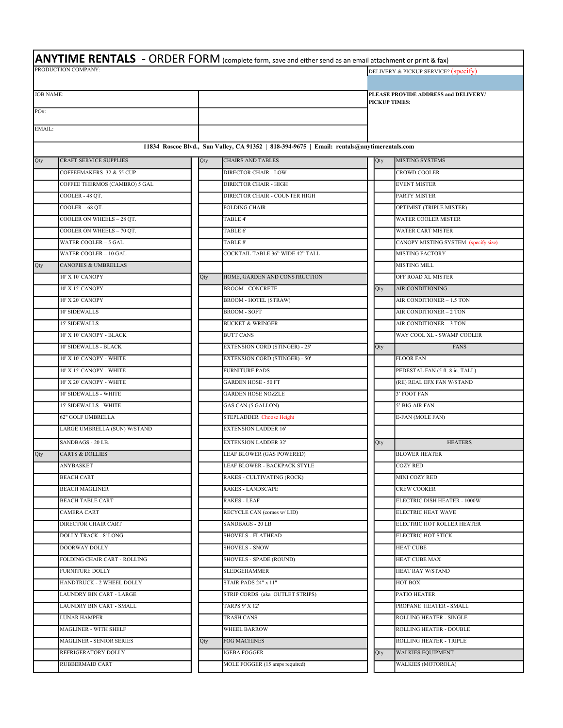# ANYTIME RENTALS - ORDER FORM (complete form, save and either send as an email attachment or print & fax)

| | | |
|---|---|---|
| PRODUCTION COMPANY: | | DELIVERY & PICKUP SERVICE? (specify) |
| JOB NAME: | | PLEASE PROVIDE ADDRESS and DELIVERY/ PICKUP TIMES: |
| PO#: | | |
| EMAIL: | | |

**11834 Roscoe Blvd., Sun Valley, CA 91352 | 818-394-9675 | Email: rentals@anytimerentals.com**

| Qty | CRAFT SERVICE SUPPLIES | Qty | CHAIRS AND TABLES | Qty | MISTING SYSTEMS |
|---|---|---|---|---|---|
| | COFFEEMAKERS 32 & 55 CUP | | DIRECTOR CHAIR - LOW | | CROWD COOLER |
| | COFFEE THERMOS (CAMBRO) 5 GAL | | DIRECTOR CHAIR - HIGH | | EVENT MISTER |
| | COOLER - 48 QT. | | DIRECTOR CHAIR - COUNTER HIGH | | PARTY MISTER |
| | COOLER – 68 QT. | | FOLDING CHAIR | | OPTIMIST (TRIPLE MISTER) |
| | COOLER ON WHEELS – 28 QT. | | TABLE 4' | | WATER COOLER MISTER |
| | COOLER ON WHEELS – 70 QT. | | TABLE 6' | | WATER CART MISTER |
| | WATER COOLER – 5 GAL | | TABLE 8' | | CANOPY MISTING SYSTEM (specify size) |
| | WATER COOLER – 10 GAL | | COCKTAIL TABLE 36" WIDE 42" TALL | | MISTING FACTORY |
| Qty | CANOPIES & UMBRELLAS | | | | MISTING MILL |
| | 10' X 10' CANOPY | Qty | HOME, GARDEN AND CONSTRUCTION | | OFF ROAD XL MISTER |
| | 10' X 15' CANOPY | | BROOM - CONCRETE | Qty | AIR CONDITIONING |
| | 10' X 20' CANOPY | | BROOM - HOTEL (STRAW) | | AIR CONDITIONER – 1.5 TON |
| | 10' SIDEWALLS | | BROOM - SOFT | | AIR CONDITIONER – 2 TON |
| | 15' SIDEWALLS | | BUCKET & WRINGER | | AIR CONDITIONER – 3 TON |
| | 10' X 10' CANOPY - BLACK | | BUTT CANS | | WAY COOL XL - SWAMP COOLER |
| | 10' SIDEWALLS - BLACK | | EXTENSION CORD (STINGER) - 25' | Qty | FANS |
| | 10' X 10' CANOPY - WHITE | | EXTENSION CORD (STINGER) - 50' | | FLOOR FAN |
| | 10' X 15' CANOPY - WHITE | | FURNITURE PADS | | PEDESTAL FAN (5 ft. 8 in. TALL) |
| | 10' X 20' CANOPY - WHITE | | GARDEN HOSE - 50 FT | | (RE) REAL EFX FAN W/STAND |
| | 10' SIDEWALLS - WHITE | | GARDEN HOSE NOZZLE | | 3' FOOT FAN |
| | 15' SIDEWALLS - WHITE | | GAS CAN (5 GALLON) | | 5' BIG AIR FAN |
| | 62" GOLF UMBRELLA | | STEPLADDER Choose Height | | E-FAN (MOLE FAN) |
| | LARGE UMBRELLA (SUN) W/STAND | | EXTENSION LADDER 16' | | |
| | SANDBAGS - 20 LB. | | EXTENSION LADDER 32' | Qty | HEATERS |
| Qty | CARTS & DOLLIES | | LEAF BLOWER (GAS POWERED) | | BLOWER HEATER |
| | ANYBASKET | | LEAF BLOWER - BACKPACK STYLE | | COZY RED |
| | BEACH CART | | RAKES - CULTIVATING (ROCK) | | MINI COZY RED |
| | BEACH MAGLINER | | RAKES - LANDSCAPE | | CREW COOKER |
| | BEACH TABLE CART | | RAKES - LEAF | | ELECTRIC DISH HEATER - 1000W |
| | CAMERA CART | | RECYCLE CAN (comes w/ LID) | | ELECTRIC HEAT WAVE |
| | DIRECTOR CHAIR CART | | SANDBAGS - 20 LB | | ELECTRIC HOT ROLLER HEATER |
| | DOLLY TRACK - 8' LONG | | SHOVELS - FLATHEAD | | ELECTRIC HOT STICK |
| | DOORWAY DOLLY | | SHOVELS - SNOW | | HEAT CUBE |
| | FOLDING CHAIR CART - ROLLING | | SHOVELS - SPADE (ROUND) | | HEAT CUBE MAX |
| | FURNITURE DOLLY | | SLEDGEHAMMER | | HEAT RAY W/STAND |
| | HANDTRUCK - 2 WHEEL DOLLY | | STAIR PADS 24" x 11" | | HOT BOX |
| | LAUNDRY BIN CART - LARGE | | STRIP CORDS (aka OUTLET STRIPS) | | PATIO HEATER |
| | LAUNDRY BIN CART - SMALL | | TARPS 9' X 12' | | PROPANE HEATER - SMALL |
| | LUNAR HAMPER | | TRASH CANS | | ROLLING HEATER - SINGLE |
| | MAGLINER - WITH SHELF | | WHEEL BARROW | | ROLLING HEATER - DOUBLE |
| | MAGLINER - SENIOR SERIES | Qty | FOG MACHINES | | ROLLING HEATER - TRIPLE |
| | REFRIGERATORY DOLLY | | IGEBA FOGGER | Qty | WALKIES EQUIPMENT |
| | RUBBERMAID CART | | MOLE FOGGER (15 amps required) | | WALKIES (MOTOROLA) |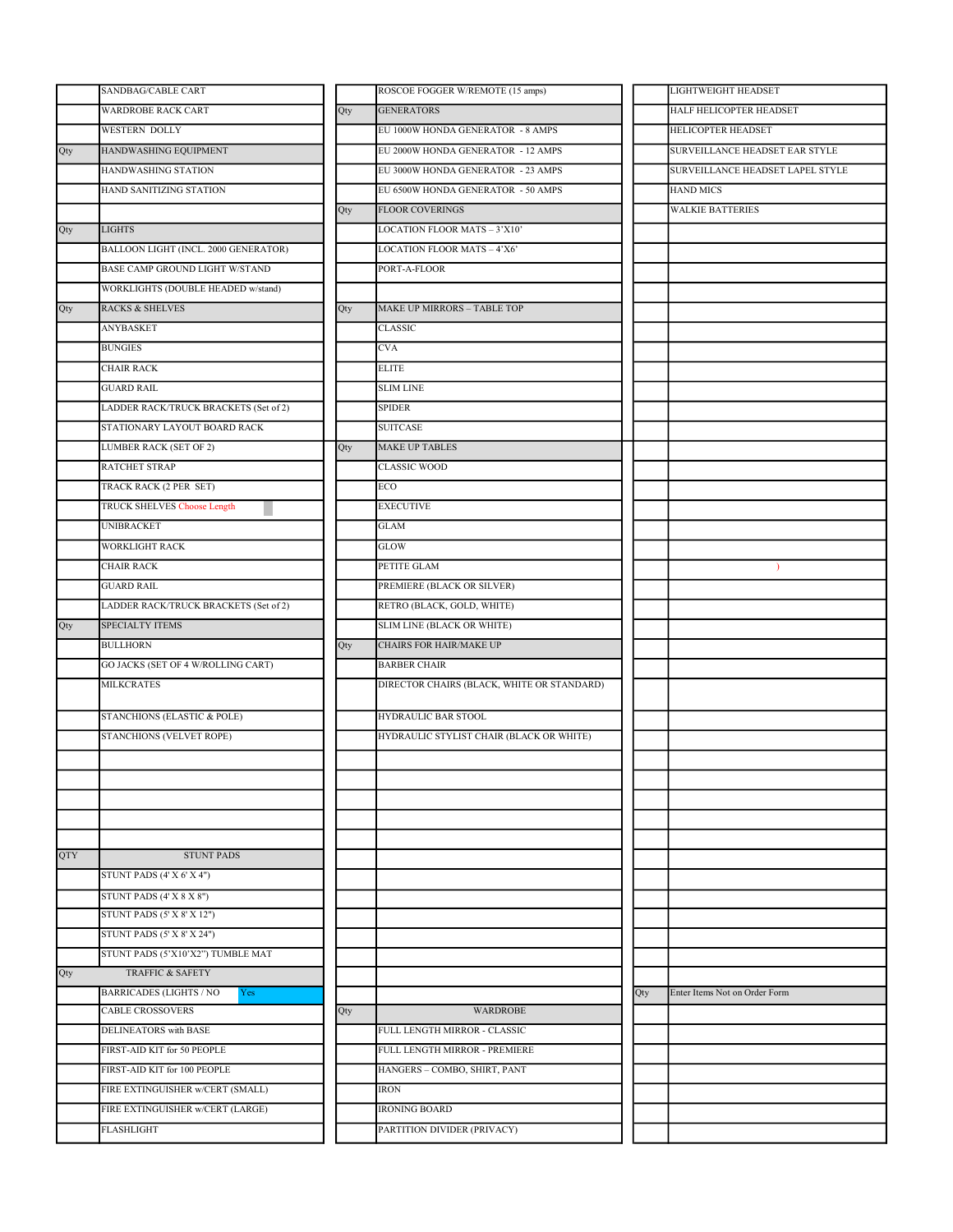| | |
|---|---|
| | SANDBAG/CABLE CART |
| | WARDROBE RACK CART |
| | WESTERN DOLLY |
| Qty | HANDWASHING EQUIPMENT |
| | HANDWASHING STATION |
| | HAND SANITIZING STATION |
| | |
| Qty | LIGHTS |
| | BALLOON LIGHT (INCL. 2000 GENERATOR) |
| | BASE CAMP GROUND LIGHT W/STAND |
| | WORKLIGHTS (DOUBLE HEADED w/stand) |
| Qty | RACKS & SHELVES |
| | ANYBASKET |
| | BUNGIES |
| | CHAIR RACK |
| | GUARD RAIL |
| | LADDER RACK/TRUCK BRACKETS (Set of 2) |
| | STATIONARY LAYOUT BOARD RACK |
| | LUMBER RACK (SET OF 2) |
| | RATCHET STRAP |
| | TRACK RACK (2 PER SET) |
| | TRUCK SHELVES Choose Length |
| | UNIBRACKET |
| | WORKLIGHT RACK |
| | CHAIR RACK |
| | GUARD RAIL |
| | LADDER RACK/TRUCK BRACKETS (Set of 2) |
| Qty | SPECIALTY ITEMS |
| | BULLHORN |
| | GO JACKS (SET OF 4 W/ROLLING CART) |
| | MILKCRATES |
| | STANCHIONS (ELASTIC & POLE) |
| | STANCHIONS (VELVET ROPE) |
| | |
| | |
| | |
| | |
| | |
| QTY | STUNT PADS |
| | STUNT PADS (4' X 6' X 4") |
| | STUNT PADS (4' X 8 X 8") |
| | STUNT PADS (5' X 8' X 12") |
| | STUNT PADS (5' X 8' X 24") |
| | STUNT PADS (5'X10'X2") TUMBLE MAT |
| Qty | TRAFFIC & SAFETY |
| | BARRICADES (LIGHTS / NO Yes |
| | CABLE CROSSOVERS |
| | DELINEATORS with BASE |
| | FIRST-AID KIT for 50 PEOPLE |
| | FIRST-AID KIT for 100 PEOPLE |
| | FIRE EXTINGUISHER w/CERT (SMALL) |
| | FIRE EXTINGUISHER w/CERT (LARGE) |
| | FLASHLIGHT |

| | |
|---|---|
| | ROSCOE FOGGER W/REMOTE (15 amps) |
| Qty | GENERATORS |
| | EU 1000W HONDA GENERATOR - 8 AMPS |
| | EU 2000W HONDA GENERATOR - 12 AMPS |
| | EU 3000W HONDA GENERATOR - 23 AMPS |
| | EU 6500W HONDA GENERATOR - 50 AMPS |
| Qty | FLOOR COVERINGS |
| | LOCATION FLOOR MATS – 3'X10' |
| | LOCATION FLOOR MATS – 4'X6' |
| | PORT-A-FLOOR |
| | |
| Qty | MAKE UP MIRRORS – TABLE TOP |
| | CLASSIC |
| | CVA |
| | ELITE |
| | SLIM LINE |
| | SPIDER |
| | SUITCASE |
| Qty | MAKE UP TABLES |
| | CLASSIC WOOD |
| | ECO |
| | EXECUTIVE |
| | GLAM |
| | GLOW |
| | PETITE GLAM |
| | PREMIERE (BLACK OR SILVER) |
| | RETRO (BLACK, GOLD, WHITE) |
| | SLIM LINE (BLACK OR WHITE) |
| Qty | CHAIRS FOR HAIR/MAKE UP |
| | BARBER CHAIR |
| | DIRECTOR CHAIRS (BLACK, WHITE OR STANDARD) |
| | HYDRAULIC BAR STOOL |
| | HYDRAULIC STYLIST CHAIR (BLACK OR WHITE) |
| | |
| | |
| | |
| | |
| | |
| | |
| | |
| | |
| | |
| | |
| | |
| | |
| Qty | WARDROBE |
| | FULL LENGTH MIRROR - CLASSIC |
| | FULL LENGTH MIRROR - PREMIERE |
| | HANGERS – COMBO, SHIRT, PANT |
| | IRON |
| | IRONING BOARD |
| | PARTITION DIVIDER (PRIVACY) |

| | |
|---|---|
| | LIGHTWEIGHT HEADSET |
| | HALF HELICOPTER HEADSET |
| | HELICOPTER HEADSET |
| | SURVEILLANCE HEADSET EAR STYLE |
| | SURVEILLANCE HEADSET LAPEL STYLE |
| | HAND MICS |
| | WALKIE BATTERIES |
| | |
| | |
| | |
| | |
| | |
| | |
| | |
| | |
| | |
| | |
| | |
| | |
| | |
| | |
| | ) |
| | |
| | |
| | |
| | |
| | |
| | |
| | |
| | |
| | |
| | |
| | |
| | |
| | |
| | |
| | |
| | |
| | |
| | |
| Qty | Enter Items Not on Order Form |
| | |
| | |
| | |
| | |
| | |
| | |
| | |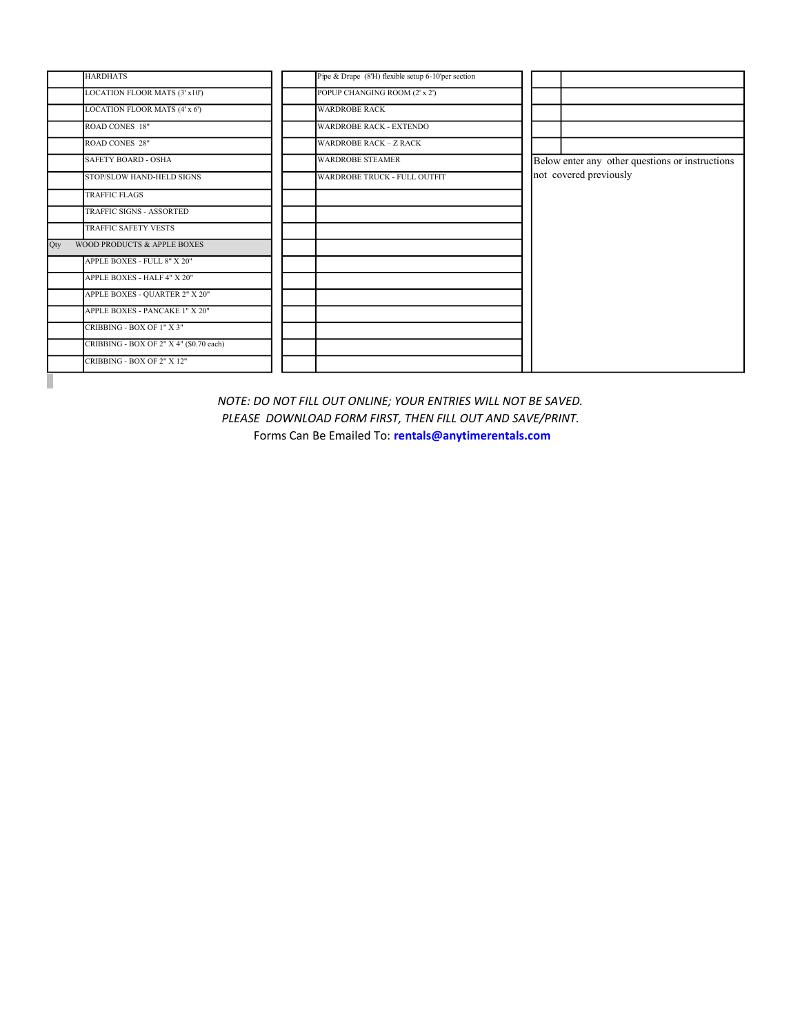| | |
|---|---|
| | HARDHATS |
| | LOCATION FLOOR MATS (3' x10') |
| | LOCATION FLOOR MATS (4' x 6') |
| | ROAD CONES 18" |
| | ROAD CONES 28" |
| | SAFETY BOARD - OSHA |
| | STOP/SLOW HAND-HELD SIGNS |
| | TRAFFIC FLAGS |
| | TRAFFIC SIGNS - ASSORTED |
| | TRAFFIC SAFETY VESTS |
| Qty | WOOD PRODUCTS & APPLE BOXES |
| | APPLE BOXES - FULL 8" X 20" |
| | APPLE BOXES - HALF 4" X 20" |
| | APPLE BOXES - QUARTER 2" X 20" |
| | APPLE BOXES - PANCAKE 1" X 20" |
| | CRIBBING - BOX OF 1" X 3" |
| | CRIBBING - BOX OF 2" X 4" ($0.70 each) |
| | CRIBBING - BOX OF 2" X 12" |

| | |
|---|---|
| | Pipe & Drape (8'H) flexible setup 6-10'per section |
| | POPUP CHANGING ROOM (2' x 2') |
| | WARDROBE RACK |
| | WARDROBE RACK - EXTENDO |
| | WARDROBE RACK – Z RACK |
| | WARDROBE STEAMER |
| | WARDROBE TRUCK - FULL OUTFIT |
| | |
| | |
| | |
| | |
| | |
| | |
| | |
| | |
| | |
| | |
| | |

| | |
|---|---|
| | |
| | |
| | |
| | |
| | |

Below enter any other questions or instructions not covered previously

*NOTE: DO NOT FILL OUT ONLINE; YOUR ENTRIES WILL NOT BE SAVED.*
*PLEASE DOWNLOAD FORM FIRST, THEN FILL OUT AND SAVE/PRINT.*
Forms Can Be Emailed To: **rentals@anytimerentals.com**